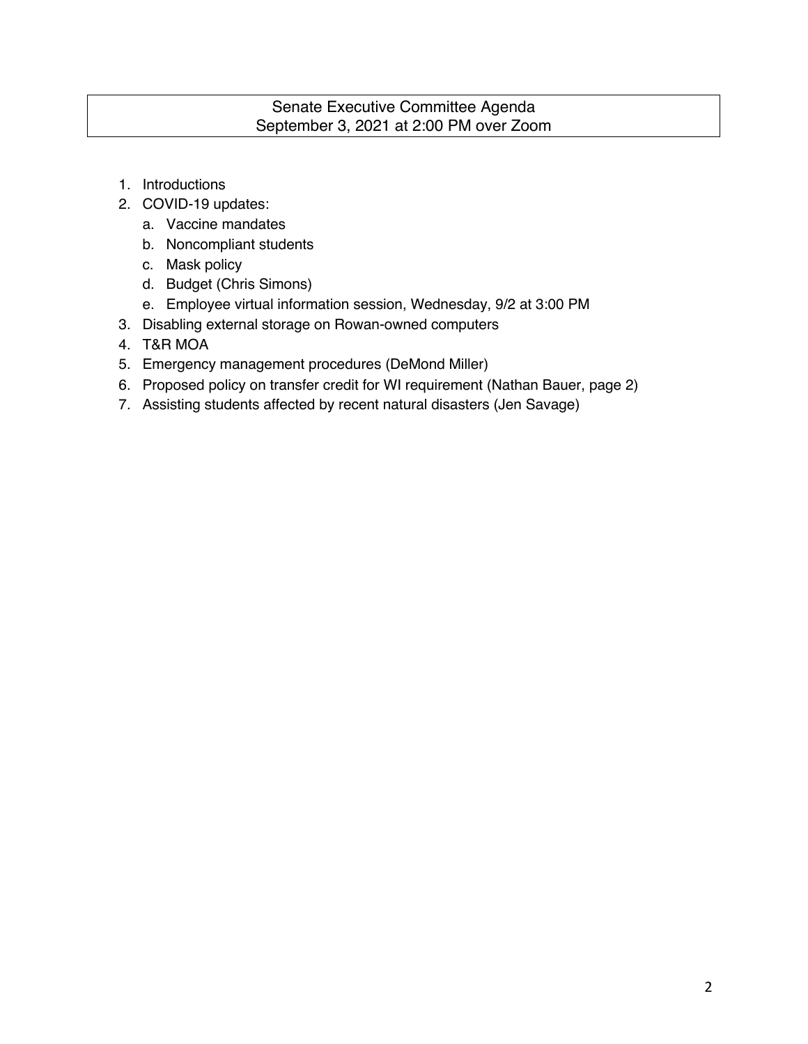# Senate Executive Committee Agenda
## September 3, 2021 at 2:00 PM over Zoom

1. Introductions
2. COVID-19 updates:
   a. Vaccine mandates
   b. Noncompliant students
   c. Mask policy
   d. Budget (Chris Simons)
   e. Employee virtual information session, Wednesday, 9/2 at 3:00 PM
3. Disabling external storage on Rowan-owned computers
4. T&R MOA
5. Emergency management procedures (DeMond Miller)
6. Proposed policy on transfer credit for WI requirement (Nathan Bauer, page 2)
7. Assisting students affected by recent natural disasters (Jen Savage)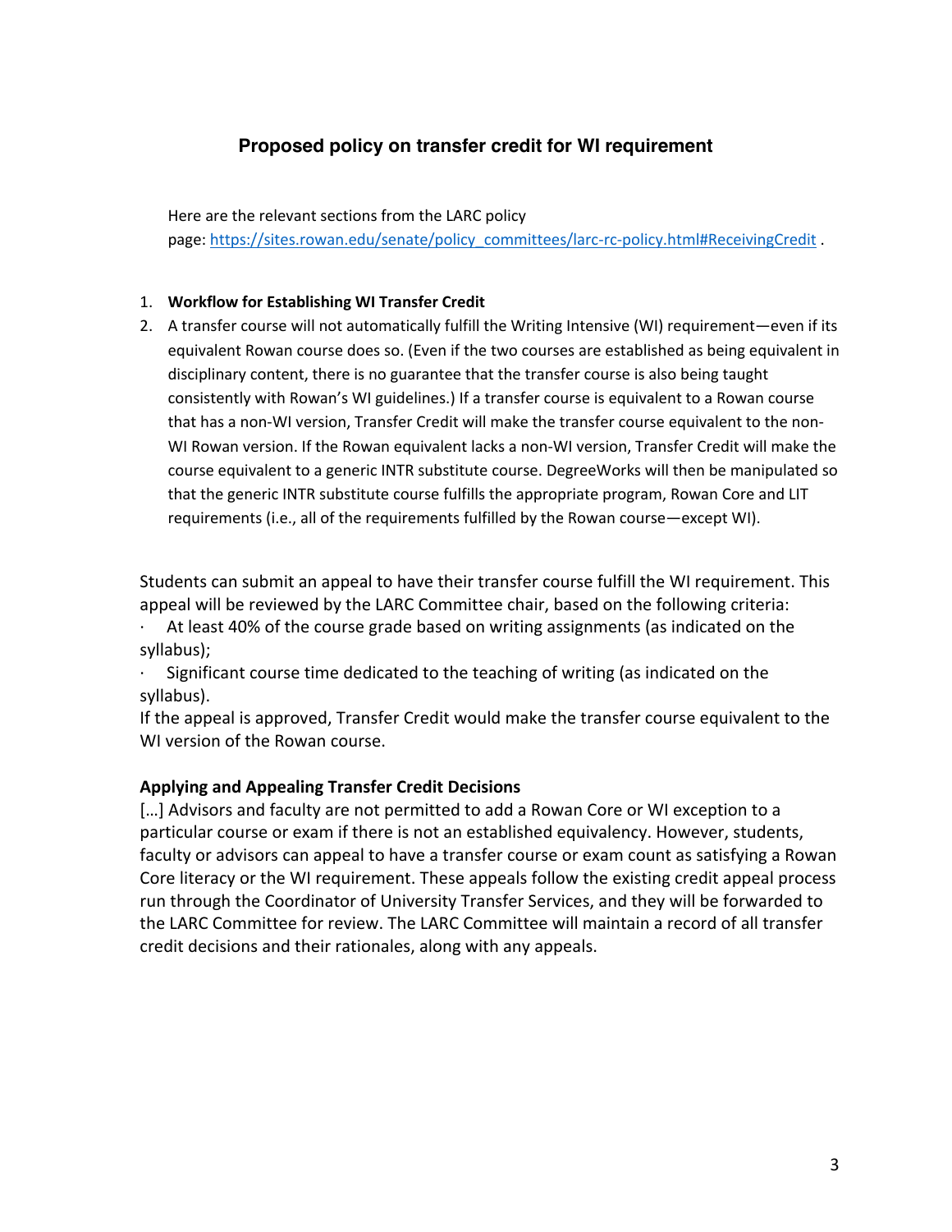### Proposed policy on transfer credit for WI requirement

Here are the relevant sections from the LARC policy page: https://sites.rowan.edu/senate/policy_committees/larc-rc-policy.html#ReceivingCredit .

1. **Workflow for Establishing WI Transfer Credit**
2. A transfer course will not automatically fulfill the Writing Intensive (WI) requirement—even if its equivalent Rowan course does so. (Even if the two courses are established as being equivalent in disciplinary content, there is no guarantee that the transfer course is also being taught consistently with Rowan's WI guidelines.) If a transfer course is equivalent to a Rowan course that has a non-WI version, Transfer Credit will make the transfer course equivalent to the non-WI Rowan version. If the Rowan equivalent lacks a non-WI version, Transfer Credit will make the course equivalent to a generic INTR substitute course. DegreeWorks will then be manipulated so that the generic INTR substitute course fulfills the appropriate program, Rowan Core and LIT requirements (i.e., all of the requirements fulfilled by the Rowan course—except WI).

Students can submit an appeal to have their transfer course fulfill the WI requirement. This appeal will be reviewed by the LARC Committee chair, based on the following criteria:

- At least 40% of the course grade based on writing assignments (as indicated on the syllabus);
- Significant course time dedicated to the teaching of writing (as indicated on the syllabus).

If the appeal is approved, Transfer Credit would make the transfer course equivalent to the WI version of the Rowan course.

**Applying and Appealing Transfer Credit Decisions**

[…] Advisors and faculty are not permitted to add a Rowan Core or WI exception to a particular course or exam if there is not an established equivalency. However, students, faculty or advisors can appeal to have a transfer course or exam count as satisfying a Rowan Core literacy or the WI requirement. These appeals follow the existing credit appeal process run through the Coordinator of University Transfer Services, and they will be forwarded to the LARC Committee for review. The LARC Committee will maintain a record of all transfer credit decisions and their rationales, along with any appeals.